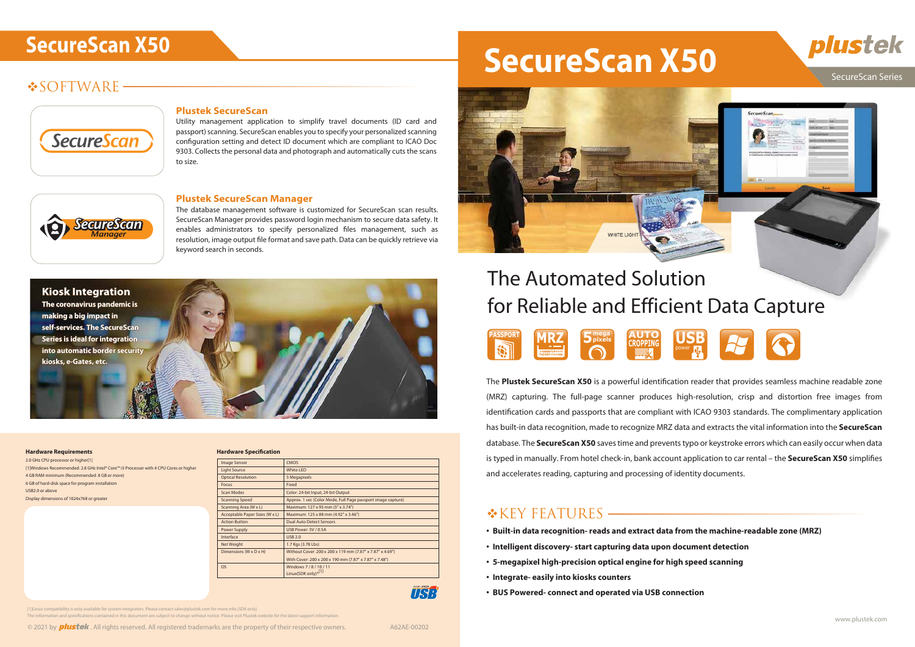# SecureScan X50

SecureScan Series

## The Automated Solution for Reliable and Efficient Data Capture

The **Plustek SecureScan X50** is a powerful identification reader that provides seamless machine readable zone (MRZ) capturing. The full-page scanner produces high-resolution, crisp and distortion free images from identification cards and passports that are compliant with ICAO 9303 standards. The complimentary application has built-in data recognition, made to recognize MRZ data and extracts the vital information into the **SecureScan** database. The **SecureScan X50** saves time and prevents typo or keystroke errors which can easily occur when data is typed in manually. From hotel check-in, bank account application to car rental – the **SecureScan X50** simplifies and accelerates reading, capturing and processing of identity documents.

## ❖KEY FEATURES

- **Built-in data recognition- reads and extract data from the machine-readable zone (MRZ)**
- **Intelligent discovery- start capturing data upon document detection**
- **5-megapixel high-precision optical engine for high speed scanning**
- **Integrate- easily into kiosks counters**
- **BUS Powered- connect and operated via USB connection**

## ❖SOFTWARE

### Plustek SecureScan

Utility management application to simplify travel documents (ID card and passport) scanning. SecureScan enables you to specify your personalized scanning configuration setting and detect ID document which are compliant to ICAO Doc 9303. Collects the personal data and photograph and automatically cuts the scans to size.

### Plustek SecureScan Manager

The database management software is customized for SecureScan scan results. SecureScan Manager provides password login mechanism to secure data safety. It enables administrators to specify personalized files management, such as resolution, image output file format and save path. Data can be quickly retrieve via keyword search in seconds.

### Kiosk Integration

**The coronavirus pandemic is making a big impact in self-services. The SecureScan Series is ideal for integration into automatic border security kiosks, e-Gates, etc.**

#### Hardware Requirements

2.0 GHz CPU processor or higher[1]
[1]Windows Recommended: 2.8 GHz Intel® Core™ i5 Processor with 4 CPU Cores or higher
4 GB RAM minimum (Recommended: 8 GB or more)
6 GB of hard-disk space for program installation
USB2.0 or above
Display dimensions of 1024x768 or greater

#### Hardware Specification

| | |
|---|---|
| Image Sensor | CMOS |
| Light Source | White LED |
| Optical Resolution | 5 Megapixels |
| Focus | Fixed |
| Scan Modes | Color: 24-bit Input; 24-bit Output |
| Scanning Speed | Approx. 1 sec (Color Mode, Full Page passport image capture) |
| Scanning Area (W x L) | Maximum: 127 x 95 mm (5" x 3.74") |
| Acceptable Paper Sizes (W x L) | Maximum: 125 x 88 mm (4.92" x 3.46") |
| Action Button | Dual Auto Detect Sensors |
| Power Supply | USB Power: 5V / 0.5A |
| Interface | USB 2.0 |
| Net Weight | 1.7 Kgs (3.78 Lbs) |
| Dimensions (W x D x H) | Without Cover: 200 x 200 x 119 mm (7.87" x 7.87" x 4.69")<br>With Cover: 200 x 200 x 190 mm (7.87" x 7.87" x 7.48") |
| OS | Windows 7 / 8 / 10 / 11<br>Linux(SDK only)*[1] |

[1]Linux compatibility is only available for system integrators. Please contact sales@plustek.com for more info (SDK only)
The information and specifications contained in this document are subject to change without notice. Please visit Plustek website for the latest support information.

© 2021 by plustek . All rights reserved. All registered trademarks are the property of their respective owners. A62AE-00202

www.plustek.com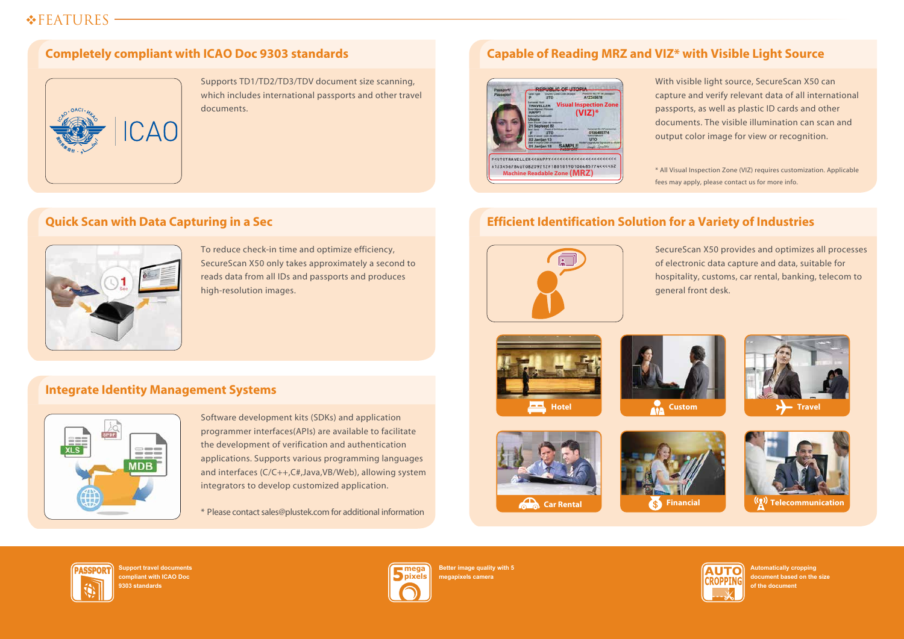# ❖FEATURES

## Completely compliant with ICAO Doc 9303 standards

Supports TD1/TD2/TD3/TDV document size scanning, which includes international passports and other travel documents.

## Quick Scan with Data Capturing in a Sec

To reduce check-in time and optimize efficiency, SecureScan X50 only takes approximately a second to reads data from all IDs and passports and produces high-resolution images.

## Integrate Identity Management Systems

Software development kits (SDKs) and application programmer interfaces(APIs) are available to facilitate the development of verification and authentication applications. Supports various programming languages and interfaces (C/C++,C#,Java,VB/Web), allowing system integrators to develop customized application.

* Please contact sales@plustek.com for additional information

## Capable of Reading MRZ and VIZ* with Visible Light Source

With visible light source, SecureScan X50 can capture and verify relevant data of all international passports, as well as plastic ID cards and other documents. The visible illumination can scan and output color image for view or recognition.

* All Visual Inspection Zone (VIZ) requires customization. Applicable fees may apply, please contact us for more info.

## Efficient Identification Solution for a Variety of Industries

SecureScan X50 provides and optimizes all processes of electronic data capture and data, suitable for hospitality, customs, car rental, banking, telecom to general front desk.

Hotel

Custom

Travel

Car Rental

Financial

Telecommunication

**Support travel documents compliant with ICAO Doc 9303 standards**

**Better image quality with 5 megapixels camera**

**Automatically cropping document based on the size of the document**